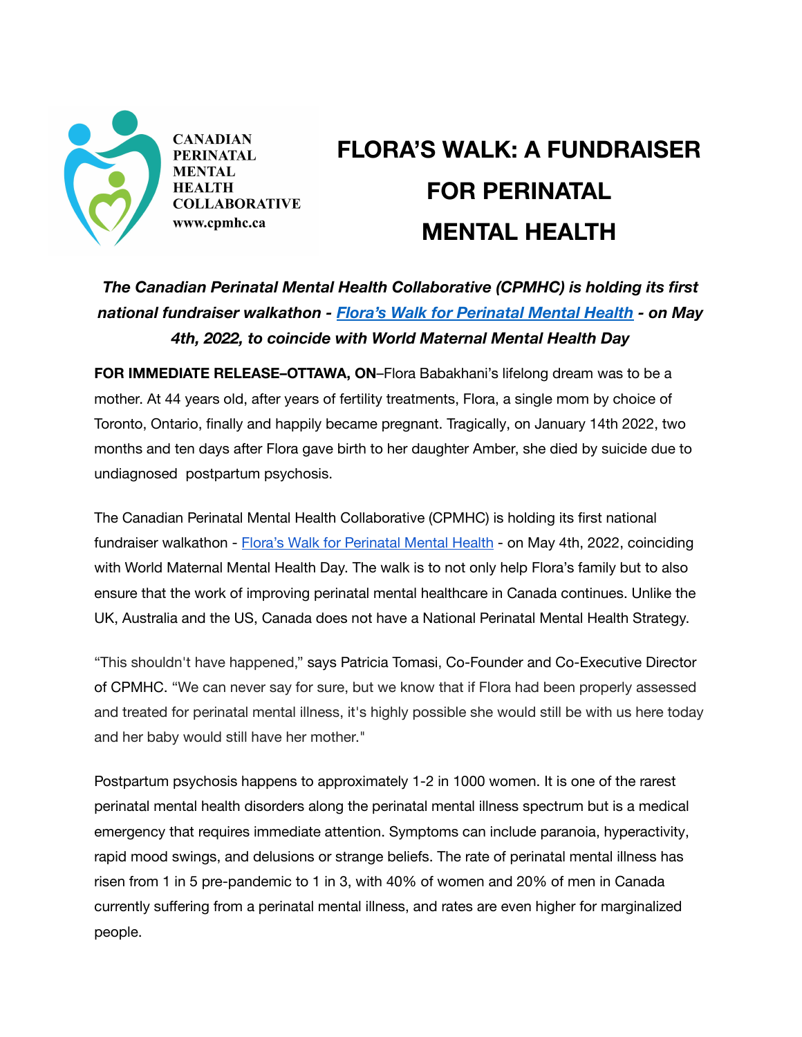CANADIAN
PERINATAL
MENTAL
HEALTH
COLLABORATIVE
www.cpmhc.ca

# FLORA'S WALK: A FUNDRAISER FOR PERINATAL MENTAL HEALTH

***The Canadian Perinatal Mental Health Collaborative (CPMHC) is holding its first national fundraiser walkathon - Flora's Walk for Perinatal Mental Health - on May 4th, 2022, to coincide with World Maternal Mental Health Day***

**FOR IMMEDIATE RELEASE–OTTAWA, ON**–Flora Babakhani's lifelong dream was to be a mother. At 44 years old, after years of fertility treatments, Flora, a single mom by choice of Toronto, Ontario, finally and happily became pregnant. Tragically, on January 14th 2022, two months and ten days after Flora gave birth to her daughter Amber, she died by suicide due to undiagnosed postpartum psychosis.

The Canadian Perinatal Mental Health Collaborative (CPMHC) is holding its first national fundraiser walkathon - Flora's Walk for Perinatal Mental Health - on May 4th, 2022, coinciding with World Maternal Mental Health Day. The walk is to not only help Flora's family but to also ensure that the work of improving perinatal mental healthcare in Canada continues. Unlike the UK, Australia and the US, Canada does not have a National Perinatal Mental Health Strategy.

"This shouldn't have happened," says Patricia Tomasi, Co-Founder and Co-Executive Director of CPMHC. "We can never say for sure, but we know that if Flora had been properly assessed and treated for perinatal mental illness, it's highly possible she would still be with us here today and her baby would still have her mother."

Postpartum psychosis happens to approximately 1-2 in 1000 women. It is one of the rarest perinatal mental health disorders along the perinatal mental illness spectrum but is a medical emergency that requires immediate attention. Symptoms can include paranoia, hyperactivity, rapid mood swings, and delusions or strange beliefs. The rate of perinatal mental illness has risen from 1 in 5 pre-pandemic to 1 in 3, with 40% of women and 20% of men in Canada currently suffering from a perinatal mental illness, and rates are even higher for marginalized people.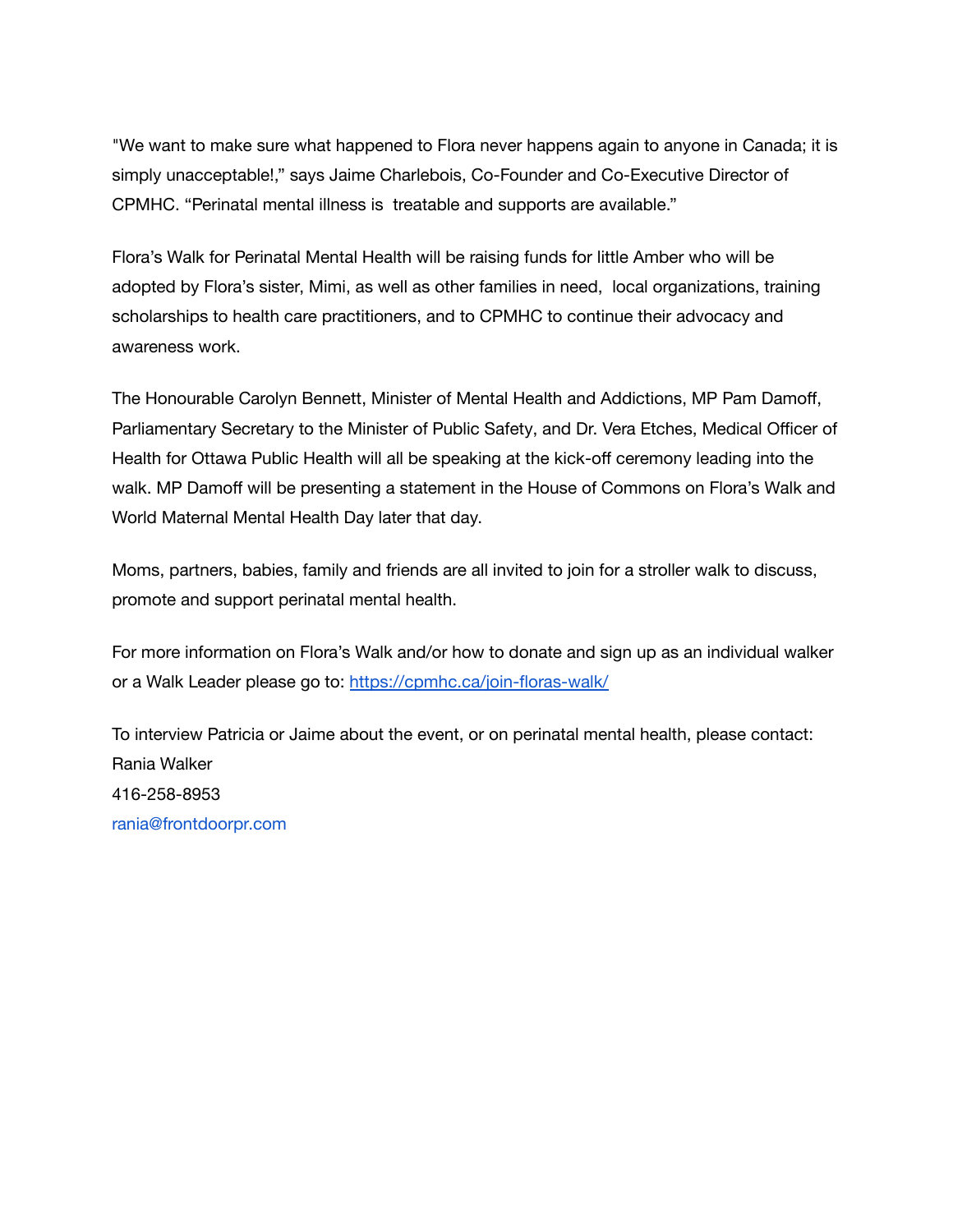"We want to make sure what happened to Flora never happens again to anyone in Canada; it is simply unacceptable!," says Jaime Charlebois, Co-Founder and Co-Executive Director of CPMHC. "Perinatal mental illness is treatable and supports are available."

Flora's Walk for Perinatal Mental Health will be raising funds for little Amber who will be adopted by Flora's sister, Mimi, as well as other families in need, local organizations, training scholarships to health care practitioners, and to CPMHC to continue their advocacy and awareness work.

The Honourable Carolyn Bennett, Minister of Mental Health and Addictions, MP Pam Damoff, Parliamentary Secretary to the Minister of Public Safety, and Dr. Vera Etches, Medical Officer of Health for Ottawa Public Health will all be speaking at the kick-off ceremony leading into the walk. MP Damoff will be presenting a statement in the House of Commons on Flora's Walk and World Maternal Mental Health Day later that day.

Moms, partners, babies, family and friends are all invited to join for a stroller walk to discuss, promote and support perinatal mental health.

For more information on Flora's Walk and/or how to donate and sign up as an individual walker or a Walk Leader please go to: [https://cpmhc.ca/join-floras-walk/](https://cpmhc.ca/join-floras-walk/)

To interview Patricia or Jaime about the event, or on perinatal mental health, please contact:
Rania Walker
416-258-8953
rania@frontdoorpr.com